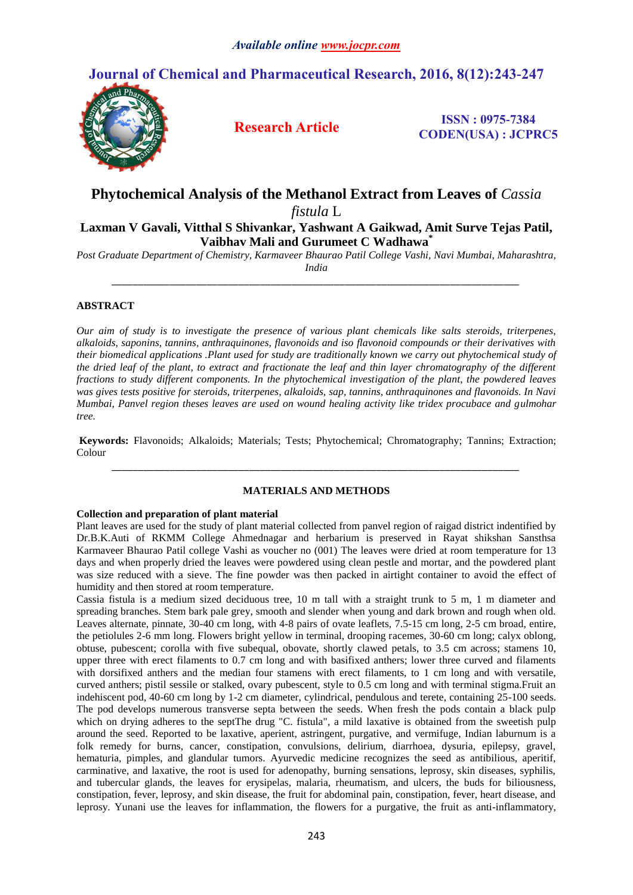# Phytochemical Analysis of the Methanol Extract from Leaves of *Cassia fistula* L

**Laxman V Gavali, Vitthal S Shivankar, Yashwant A Gaikwad, Amit Surve Tejas Patil, Vaibhav Mali and Gurumeet C Wadhawa***

*Post Graduate Department of Chemistry, Karmaveer Bhaurao Patil College Vashi, Navi Mumbai, Maharashtra, India*

---

## ABSTRACT

*Our aim of study is to investigate the presence of various plant chemicals like salts steroids, triterpenes, alkaloids, saponins, tannins, anthraquinones, flavonoids and iso flavonoid compounds or their derivatives with their biomedical applications .Plant used for study are traditionally known we carry out phytochemical study of the dried leaf of the plant, to extract and fractionate the leaf and thin layer chromatography of the different fractions to study different components. In the phytochemical investigation of the plant, the powdered leaves was gives tests positive for steroids, triterpenes, alkaloids, sap, tannins, anthraquinones and flavonoids. In Navi Mumbai, Panvel region theses leaves are used on wound healing activity like tridex procubace and gulmohar tree.*

**Keywords:** Flavonoids; Alkaloids; Materials; Tests; Phytochemical; Chromatography; Tannins; Extraction; Colour

---

## MATERIALS AND METHODS

### Collection and preparation of plant material

Plant leaves are used for the study of plant material collected from panvel region of raigad district indentified by Dr.B.K.Auti of RKMM College Ahmednagar and herbarium is preserved in Rayat shikshan Sansthsa Karmaveer Bhaurao Patil college Vashi as voucher no (001) The leaves were dried at room temperature for 13 days and when properly dried the leaves were powdered using clean pestle and mortar, and the powdered plant was size reduced with a sieve. The fine powder was then packed in airtight container to avoid the effect of humidity and then stored at room temperature.

Cassia fistula is a medium sized deciduous tree, 10 m tall with a straight trunk to 5 m, 1 m diameter and spreading branches. Stem bark pale grey, smooth and slender when young and dark brown and rough when old. Leaves alternate, pinnate, 30-40 cm long, with 4-8 pairs of ovate leaflets, 7.5-15 cm long, 2-5 cm broad, entire, the petiolules 2-6 mm long. Flowers bright yellow in terminal, drooping racemes, 30-60 cm long; calyx oblong, obtuse, pubescent; corolla with five subequal, obovate, shortly clawed petals, to 3.5 cm across; stamens 10, upper three with erect filaments to 0.7 cm long and with basifixed anthers; lower three curved and filaments with dorsifixed anthers and the median four stamens with erect filaments, to 1 cm long and with versatile, curved anthers; pistil sessile or stalked, ovary pubescent, style to 0.5 cm long and with terminal stigma.Fruit an indehiscent pod, 40-60 cm long by 1-2 cm diameter, cylindrical, pendulous and terete, containing 25-100 seeds. The pod develops numerous transverse septa between the seeds. When fresh the pods contain a black pulp which on drying adheres to the septThe drug "C. fistula", a mild laxative is obtained from the sweetish pulp around the seed. Reported to be laxative, aperient, astringent, purgative, and vermifuge, Indian laburnum is a folk remedy for burns, cancer, constipation, convulsions, delirium, diarrhoea, dysuria, epilepsy, gravel, hematuria, pimples, and glandular tumors. Ayurvedic medicine recognizes the seed as antibilious, aperitif, carminative, and laxative, the root is used for adenopathy, burning sensations, leprosy, skin diseases, syphilis, and tubercular glands, the leaves for erysipelas, malaria, rheumatism, and ulcers, the buds for biliousness, constipation, fever, leprosy, and skin disease, the fruit for abdominal pain, constipation, fever, heart disease, and leprosy. Yunani use the leaves for inflammation, the flowers for a purgative, the fruit as anti-inflammatory,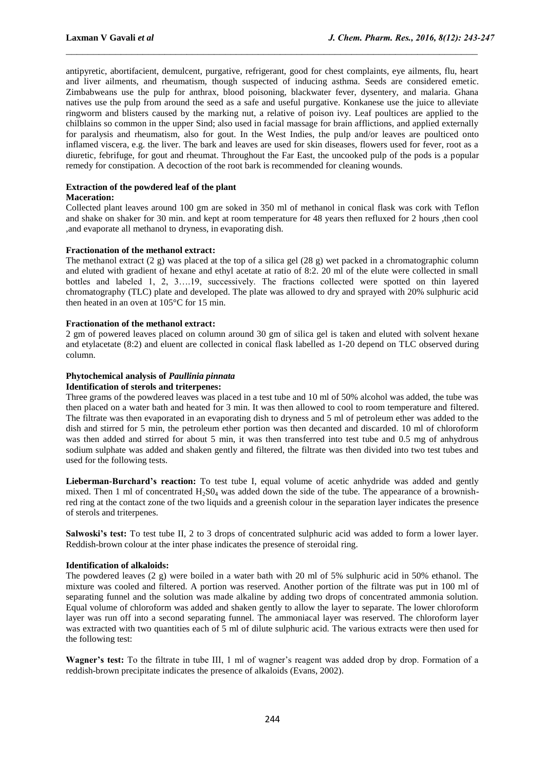antipyretic, abortifacient, demulcent, purgative, refrigerant, good for chest complaints, eye ailments, flu, heart and liver ailments, and rheumatism, though suspected of inducing asthma. Seeds are considered emetic. Zimbabweans use the pulp for anthrax, blood poisoning, blackwater fever, dysentery, and malaria. Ghana natives use the pulp from around the seed as a safe and useful purgative. Konkanese use the juice to alleviate ringworm and blisters caused by the marking nut, a relative of poison ivy. Leaf poultices are applied to the chilblains so common in the upper Sind; also used in facial massage for brain afflictions, and applied externally for paralysis and rheumatism, also for gout. In the West Indies, the pulp and/or leaves are poulticed onto inflamed viscera, e.g. the liver. The bark and leaves are used for skin diseases, flowers used for fever, root as a diuretic, febrifuge, for gout and rheumat. Throughout the Far East, the uncooked pulp of the pods is a popular remedy for constipation. A decoction of the root bark is recommended for cleaning wounds.

**Extraction of the powdered leaf of the plant**

**Maceration:**

Collected plant leaves around 100 gm are soked in 350 ml of methanol in conical flask was cork with Teflon and shake on shaker for 30 min. and kept at room temperature for 48 years then refluxed for 2 hours ,then cool ,and evaporate all methanol to dryness, in evaporating dish.

**Fractionation of the methanol extract:**

The methanol extract (2 g) was placed at the top of a silica gel (28 g) wet packed in a chromatographic column and eluted with gradient of hexane and ethyl acetate at ratio of 8:2. 20 ml of the elute were collected in small bottles and labeled 1, 2, 3….19, successively. The fractions collected were spotted on thin layered chromatography (TLC) plate and developed. The plate was allowed to dry and sprayed with 20% sulphuric acid then heated in an oven at 105°C for 15 min.

**Fractionation of the methanol extract:**

2 gm of powered leaves placed on column around 30 gm of silica gel is taken and eluted with solvent hexane and etylacetate (8:2) and eluent are collected in conical flask labelled as 1-20 depend on TLC observed during column.

**Phytochemical analysis of *Paullinia pinnata***

**Identification of sterols and triterpenes:**

Three grams of the powdered leaves was placed in a test tube and 10 ml of 50% alcohol was added, the tube was then placed on a water bath and heated for 3 min. It was then allowed to cool to room temperature and filtered. The filtrate was then evaporated in an evaporating dish to dryness and 5 ml of petroleum ether was added to the dish and stirred for 5 min, the petroleum ether portion was then decanted and discarded. 10 ml of chloroform was then added and stirred for about 5 min, it was then transferred into test tube and 0.5 mg of anhydrous sodium sulphate was added and shaken gently and filtered, the filtrate was then divided into two test tubes and used for the following tests.

**Lieberman-Burchard's reaction:** To test tube I, equal volume of acetic anhydride was added and gently mixed. Then 1 ml of concentrated $H_2S0_4$ was added down the side of the tube. The appearance of a brownish-red ring at the contact zone of the two liquids and a greenish colour in the separation layer indicates the presence of sterols and triterpenes.

**Salwoski's test:** To test tube II, 2 to 3 drops of concentrated sulphuric acid was added to form a lower layer. Reddish-brown colour at the inter phase indicates the presence of steroidal ring.

**Identification of alkaloids:**

The powdered leaves (2 g) were boiled in a water bath with 20 ml of 5% sulphuric acid in 50% ethanol. The mixture was cooled and filtered. A portion was reserved. Another portion of the filtrate was put in 100 ml of separating funnel and the solution was made alkaline by adding two drops of concentrated ammonia solution. Equal volume of chloroform was added and shaken gently to allow the layer to separate. The lower chloroform layer was run off into a second separating funnel. The ammoniacal layer was reserved. The chloroform layer was extracted with two quantities each of 5 ml of dilute sulphuric acid. The various extracts were then used for the following test:

**Wagner's test:** To the filtrate in tube III, 1 ml of wagner's reagent was added drop by drop. Formation of a reddish-brown precipitate indicates the presence of alkaloids (Evans, 2002).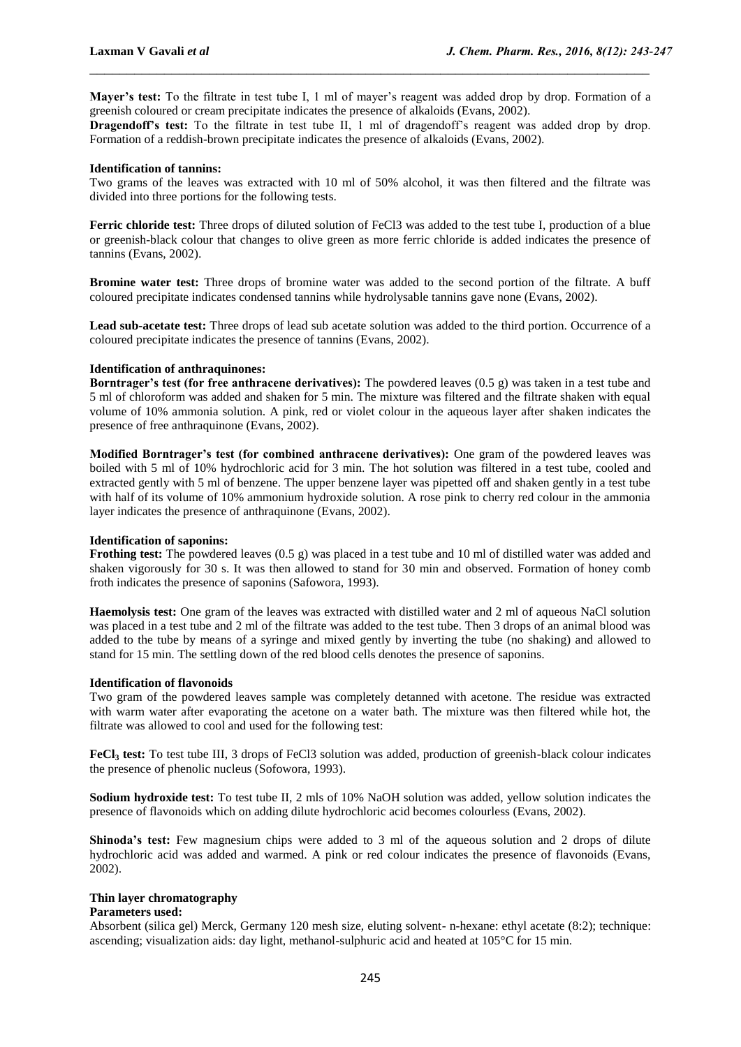**Mayer's test:** To the filtrate in test tube I, 1 ml of mayer's reagent was added drop by drop. Formation of a greenish coloured or cream precipitate indicates the presence of alkaloids (Evans, 2002).

**Dragendoff's test:** To the filtrate in test tube II, 1 ml of dragendoff's reagent was added drop by drop. Formation of a reddish-brown precipitate indicates the presence of alkaloids (Evans, 2002).

**Identification of tannins:**

Two grams of the leaves was extracted with 10 ml of 50% alcohol, it was then filtered and the filtrate was divided into three portions for the following tests.

**Ferric chloride test:** Three drops of diluted solution of FeCl3 was added to the test tube I, production of a blue or greenish-black colour that changes to olive green as more ferric chloride is added indicates the presence of tannins (Evans, 2002).

**Bromine water test:** Three drops of bromine water was added to the second portion of the filtrate. A buff coloured precipitate indicates condensed tannins while hydrolysable tannins gave none (Evans, 2002).

**Lead sub-acetate test:** Three drops of lead sub acetate solution was added to the third portion. Occurrence of a coloured precipitate indicates the presence of tannins (Evans, 2002).

**Identification of anthraquinones:**

**Borntrager's test (for free anthracene derivatives):** The powdered leaves (0.5 g) was taken in a test tube and 5 ml of chloroform was added and shaken for 5 min. The mixture was filtered and the filtrate shaken with equal volume of 10% ammonia solution. A pink, red or violet colour in the aqueous layer after shaken indicates the presence of free anthraquinone (Evans, 2002).

**Modified Borntrager's test (for combined anthracene derivatives):** One gram of the powdered leaves was boiled with 5 ml of 10% hydrochloric acid for 3 min. The hot solution was filtered in a test tube, cooled and extracted gently with 5 ml of benzene. The upper benzene layer was pipetted off and shaken gently in a test tube with half of its volume of 10% ammonium hydroxide solution. A rose pink to cherry red colour in the ammonia layer indicates the presence of anthraquinone (Evans, 2002).

**Identification of saponins:**

**Frothing test:** The powdered leaves (0.5 g) was placed in a test tube and 10 ml of distilled water was added and shaken vigorously for 30 s. It was then allowed to stand for 30 min and observed. Formation of honey comb froth indicates the presence of saponins (Safowora, 1993).

**Haemolysis test:** One gram of the leaves was extracted with distilled water and 2 ml of aqueous NaCl solution was placed in a test tube and 2 ml of the filtrate was added to the test tube. Then 3 drops of an animal blood was added to the tube by means of a syringe and mixed gently by inverting the tube (no shaking) and allowed to stand for 15 min. The settling down of the red blood cells denotes the presence of saponins.

**Identification of flavonoids**

Two gram of the powdered leaves sample was completely detanned with acetone. The residue was extracted with warm water after evaporating the acetone on a water bath. The mixture was then filtered while hot, the filtrate was allowed to cool and used for the following test:

**$FeCl_3$ test:** To test tube III, 3 drops of FeCl3 solution was added, production of greenish-black colour indicates the presence of phenolic nucleus (Sofowora, 1993).

**Sodium hydroxide test:** To test tube II, 2 mls of 10% NaOH solution was added, yellow solution indicates the presence of flavonoids which on adding dilute hydrochloric acid becomes colourless (Evans, 2002).

**Shinoda's test:** Few magnesium chips were added to 3 ml of the aqueous solution and 2 drops of dilute hydrochloric acid was added and warmed. A pink or red colour indicates the presence of flavonoids (Evans, 2002).

**Thin layer chromatography**

**Parameters used:**

Absorbent (silica gel) Merck, Germany 120 mesh size, eluting solvent- n-hexane: ethyl acetate (8:2); technique: ascending; visualization aids: day light, methanol-sulphuric acid and heated at 105°C for 15 min.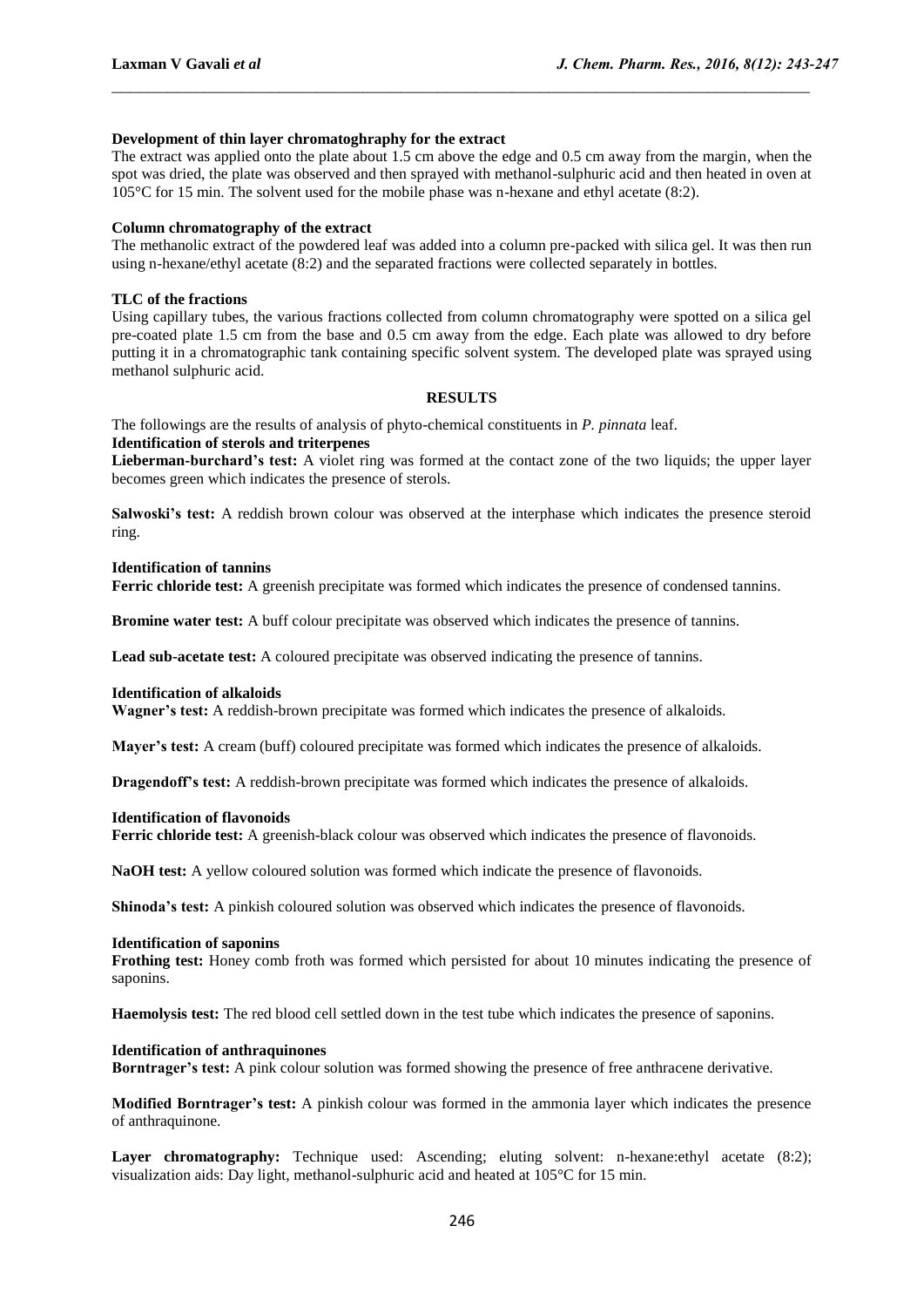#### Development of thin layer chromatoghraphy for the extract

The extract was applied onto the plate about 1.5 cm above the edge and 0.5 cm away from the margin, when the spot was dried, the plate was observed and then sprayed with methanol-sulphuric acid and then heated in oven at 105°C for 15 min. The solvent used for the mobile phase was n-hexane and ethyl acetate (8:2).

#### Column chromatography of the extract

The methanolic extract of the powdered leaf was added into a column pre-packed with silica gel. It was then run using n-hexane/ethyl acetate (8:2) and the separated fractions were collected separately in bottles.

#### TLC of the fractions

Using capillary tubes, the various fractions collected from column chromatography were spotted on a silica gel pre-coated plate 1.5 cm from the base and 0.5 cm away from the edge. Each plate was allowed to dry before putting it in a chromatographic tank containing specific solvent system. The developed plate was sprayed using methanol sulphuric acid.

## RESULTS

The followings are the results of analysis of phyto-chemical constituents in *P. pinnata* leaf.

#### Identification of sterols and triterpenes

**Lieberman-burchard's test:** A violet ring was formed at the contact zone of the two liquids; the upper layer becomes green which indicates the presence of sterols.

**Salwoski's test:** A reddish brown colour was observed at the interphase which indicates the presence steroid ring.

#### Identification of tannins

**Ferric chloride test:** A greenish precipitate was formed which indicates the presence of condensed tannins.

**Bromine water test:** A buff colour precipitate was observed which indicates the presence of tannins.

**Lead sub-acetate test:** A coloured precipitate was observed indicating the presence of tannins.

#### Identification of alkaloids

**Wagner's test:** A reddish-brown precipitate was formed which indicates the presence of alkaloids.

**Mayer's test:** A cream (buff) coloured precipitate was formed which indicates the presence of alkaloids.

**Dragendoff's test:** A reddish-brown precipitate was formed which indicates the presence of alkaloids.

#### Identification of flavonoids

**Ferric chloride test:** A greenish-black colour was observed which indicates the presence of flavonoids.

**NaOH test:** A yellow coloured solution was formed which indicate the presence of flavonoids.

**Shinoda's test:** A pinkish coloured solution was observed which indicates the presence of flavonoids.

#### Identification of saponins

**Frothing test:** Honey comb froth was formed which persisted for about 10 minutes indicating the presence of saponins.

**Haemolysis test:** The red blood cell settled down in the test tube which indicates the presence of saponins.

#### Identification of anthraquinones

**Borntrager's test:** A pink colour solution was formed showing the presence of free anthracene derivative.

**Modified Borntrager's test:** A pinkish colour was formed in the ammonia layer which indicates the presence of anthraquinone.

**Layer chromatography:** Technique used: Ascending; eluting solvent: n-hexane:ethyl acetate (8:2); visualization aids: Day light, methanol-sulphuric acid and heated at 105°C for 15 min.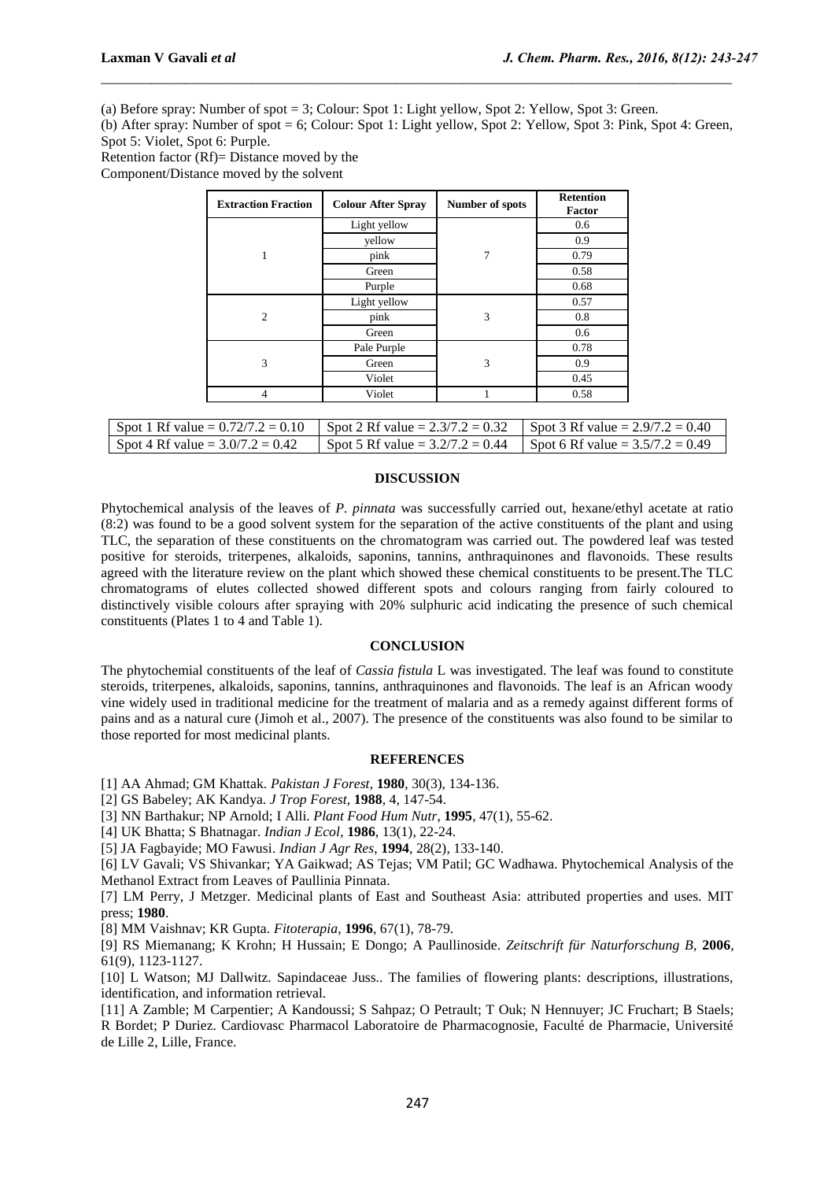(a) Before spray: Number of spot = 3; Colour: Spot 1: Light yellow, Spot 2: Yellow, Spot 3: Green.

(b) After spray: Number of spot = 6; Colour: Spot 1: Light yellow, Spot 2: Yellow, Spot 3: Pink, Spot 4: Green, Spot 5: Violet, Spot 6: Purple.

Retention factor (Rf)= Distance moved by the Component/Distance moved by the solvent

| Extraction Fraction | Colour After Spray | Number of spots | Retention Factor |
|---|---|---|---|
| 1 | Light yellow | 7 | 0.6 |
| | yellow | | 0.9 |
| | pink | | 0.79 |
| | Green | | 0.58 |
| | Purple | | 0.68 |
| 2 | Light yellow | 3 | 0.57 |
| | pink | | 0.8 |
| | Green | | 0.6 |
| 3 | Pale Purple | 3 | 0.78 |
| | Green | | 0.9 |
| | Violet | | 0.45 |
| 4 | Violet | 1 | 0.58 |

| | | |
|---|---|---|
| Spot 1 Rf value = 0.72/7.2 = 0.10 | Spot 2 Rf value = 2.3/7.2 = 0.32 | Spot 3 Rf value = 2.9/7.2 = 0.40 |
| Spot 4 Rf value = 3.0/7.2 = 0.42 | Spot 5 Rf value = 3.2/7.2 = 0.44 | Spot 6 Rf value = 3.5/7.2 = 0.49 |

## DISCUSSION

Phytochemical analysis of the leaves of *P. pinnata* was successfully carried out, hexane/ethyl acetate at ratio (8:2) was found to be a good solvent system for the separation of the active constituents of the plant and using TLC, the separation of these constituents on the chromatogram was carried out. The powdered leaf was tested positive for steroids, triterpenes, alkaloids, saponins, tannins, anthraquinones and flavonoids. These results agreed with the literature review on the plant which showed these chemical constituents to be present.The TLC chromatograms of elutes collected showed different spots and colours ranging from fairly coloured to distinctively visible colours after spraying with 20% sulphuric acid indicating the presence of such chemical constituents (Plates 1 to 4 and Table 1).

## CONCLUSION

The phytochemial constituents of the leaf of *Cassia fistula* L was investigated. The leaf was found to constitute steroids, triterpenes, alkaloids, saponins, tannins, anthraquinones and flavonoids. The leaf is an African woody vine widely used in traditional medicine for the treatment of malaria and as a remedy against different forms of pains and as a natural cure (Jimoh et al., 2007). The presence of the constituents was also found to be similar to those reported for most medicinal plants.

## REFERENCES

[1] AA Ahmad; GM Khattak. *Pakistan J Forest*, **1980**, 30(3), 134-136.

[2] GS Babeley; AK Kandya. *J Trop Forest*, **1988**, 4, 147-54.

[3] NN Barthakur; NP Arnold; I Alli. *Plant Food Hum Nutr*, **1995**, 47(1), 55-62.

[4] UK Bhatta; S Bhatnagar. *Indian J Ecol*, **1986**, 13(1), 22-24.

[5] JA Fagbayide; MO Fawusi. *Indian J Agr Res*, **1994**, 28(2), 133-140.

[6] LV Gavali; VS Shivankar; YA Gaikwad; AS Tejas; VM Patil; GC Wadhawa. Phytochemical Analysis of the Methanol Extract from Leaves of Paullinia Pinnata.

[7] LM Perry, J Metzger. Medicinal plants of East and Southeast Asia: attributed properties and uses. MIT press; **1980**.

[8] MM Vaishnav; KR Gupta. *Fitoterapia*, **1996**, 67(1), 78-79.

[9] RS Miemanang; K Krohn; H Hussain; E Dongo; A Paullinoside. *Zeitschrift für Naturforschung B*, **2006**, 61(9), 1123-1127.

[10] L Watson; MJ Dallwitz. Sapindaceae Juss.. The families of flowering plants: descriptions, illustrations, identification, and information retrieval.

[11] A Zamble; M Carpentier; A Kandoussi; S Sahpaz; O Petrault; T Ouk; N Hennuyer; JC Fruchart; B Staels; R Bordet; P Duriez. Cardiovasc Pharmacol Laboratoire de Pharmacognosie, Faculté de Pharmacie, Université de Lille 2, Lille, France.